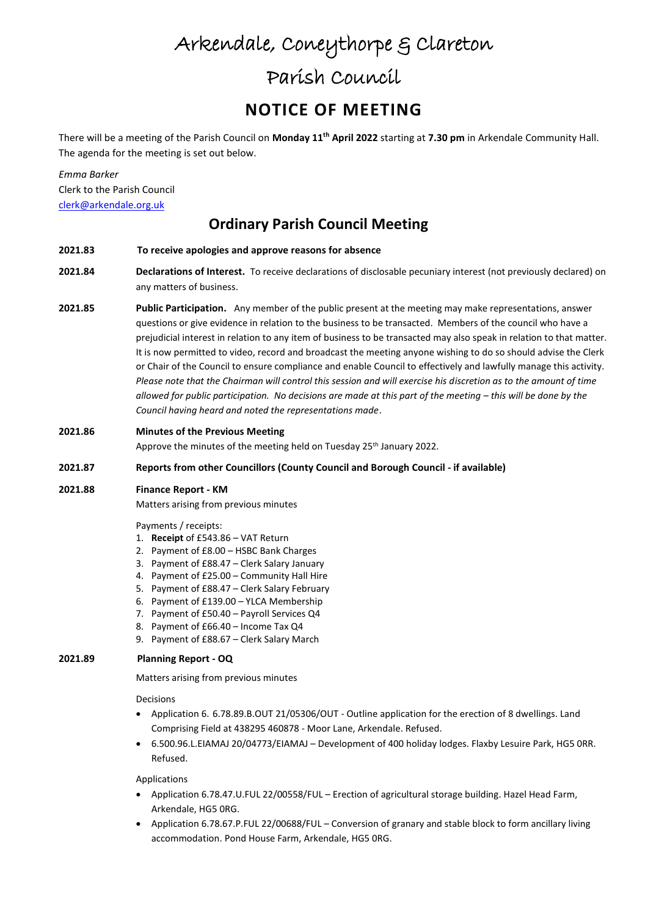# Arkendale, Coneythorpe & Clareton

# Parish Council

## NOTICE OF MEETING

There will be a meeting of the Parish Council on **Monday 11th April 2022** starting at **7.30 pm** in Arkendale Community Hall. The agenda for the meeting is set out below.

*Emma Barker*
Clerk to the Parish Council
clerk@arkendale.org.uk

## Ordinary Parish Council Meeting

**2021.83** **To receive apologies and approve reasons for absence**

**2021.84** **Declarations of Interest.** To receive declarations of disclosable pecuniary interest (not previously declared) on any matters of business.

**2021.85** **Public Participation.** Any member of the public present at the meeting may make representations, answer questions or give evidence in relation to the business to be transacted. Members of the council who have a prejudicial interest in relation to any item of business to be transacted may also speak in relation to that matter. It is now permitted to video, record and broadcast the meeting anyone wishing to do so should advise the Clerk or Chair of the Council to ensure compliance and enable Council to effectively and lawfully manage this activity. *Please note that the Chairman will control this session and will exercise his discretion as to the amount of time allowed for public participation. No decisions are made at this part of the meeting – this will be done by the Council having heard and noted the representations made*.

**2021.86** **Minutes of the Previous Meeting**
Approve the minutes of the meeting held on Tuesday 25th January 2022.

**2021.87** **Reports from other Councillors (County Council and Borough Council - if available)**

**2021.88** **Finance Report - KM**
Matters arising from previous minutes

Payments / receipts:

1. **Receipt** of £543.86 – VAT Return
2. Payment of £8.00 – HSBC Bank Charges
3. Payment of £88.47 – Clerk Salary January
4. Payment of £25.00 – Community Hall Hire
5. Payment of £88.47 – Clerk Salary February
6. Payment of £139.00 – YLCA Membership
7. Payment of £50.40 – Payroll Services Q4
8. Payment of £66.40 – Income Tax Q4
9. Payment of £88.67 – Clerk Salary March

**2021.89** **Planning Report - OQ**

Matters arising from previous minutes

Decisions

- Application 6. 6.78.89.B.OUT 21/05306/OUT - Outline application for the erection of 8 dwellings. Land Comprising Field at 438295 460878 - Moor Lane, Arkendale. Refused.
- 6.500.96.L.EIAMAJ 20/04773/EIAMAJ – Development of 400 holiday lodges. Flaxby Lesuire Park, HG5 0RR. Refused.

Applications

- Application 6.78.47.U.FUL 22/00558/FUL – Erection of agricultural storage building. Hazel Head Farm, Arkendale, HG5 0RG.
- Application 6.78.67.P.FUL 22/00688/FUL – Conversion of granary and stable block to form ancillary living accommodation. Pond House Farm, Arkendale, HG5 0RG.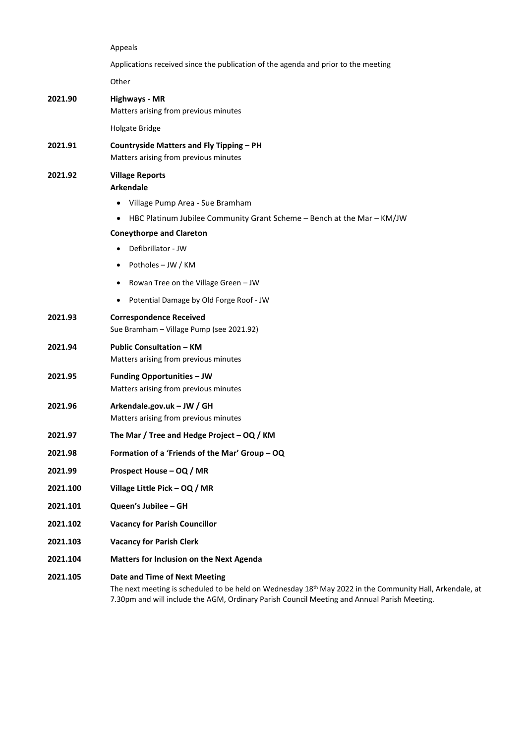Appeals

Applications received since the publication of the agenda and prior to the meeting

Other

**2021.90 Highways - MR**

Matters arising from previous minutes

Holgate Bridge

**2021.91 Countryside Matters and Fly Tipping – PH**

Matters arising from previous minutes

**2021.92 Village Reports**

**Arkendale**

- Village Pump Area - Sue Bramham
- HBC Platinum Jubilee Community Grant Scheme – Bench at the Mar – KM/JW

**Coneythorpe and Clareton**

- Defibrillator - JW
- Potholes – JW / KM
- Rowan Tree on the Village Green – JW
- Potential Damage by Old Forge Roof - JW

**2021.93 Correspondence Received**

Sue Bramham – Village Pump (see 2021.92)

**2021.94 Public Consultation – KM**

Matters arising from previous minutes

**2021.95 Funding Opportunities – JW**

Matters arising from previous minutes

**2021.96 Arkendale.gov.uk – JW / GH**

Matters arising from previous minutes

**2021.97 The Mar / Tree and Hedge Project – OQ / KM**

**2021.98 Formation of a 'Friends of the Mar' Group – OQ**

**2021.99 Prospect House – OQ / MR**

**2021.100 Village Little Pick – OQ / MR**

**2021.101 Queen's Jubilee – GH**

**2021.102 Vacancy for Parish Councillor**

**2021.103 Vacancy for Parish Clerk**

**2021.104 Matters for Inclusion on the Next Agenda**

**2021.105 Date and Time of Next Meeting**

The next meeting is scheduled to be held on Wednesday 18th May 2022 in the Community Hall, Arkendale, at 7.30pm and will include the AGM, Ordinary Parish Council Meeting and Annual Parish Meeting.